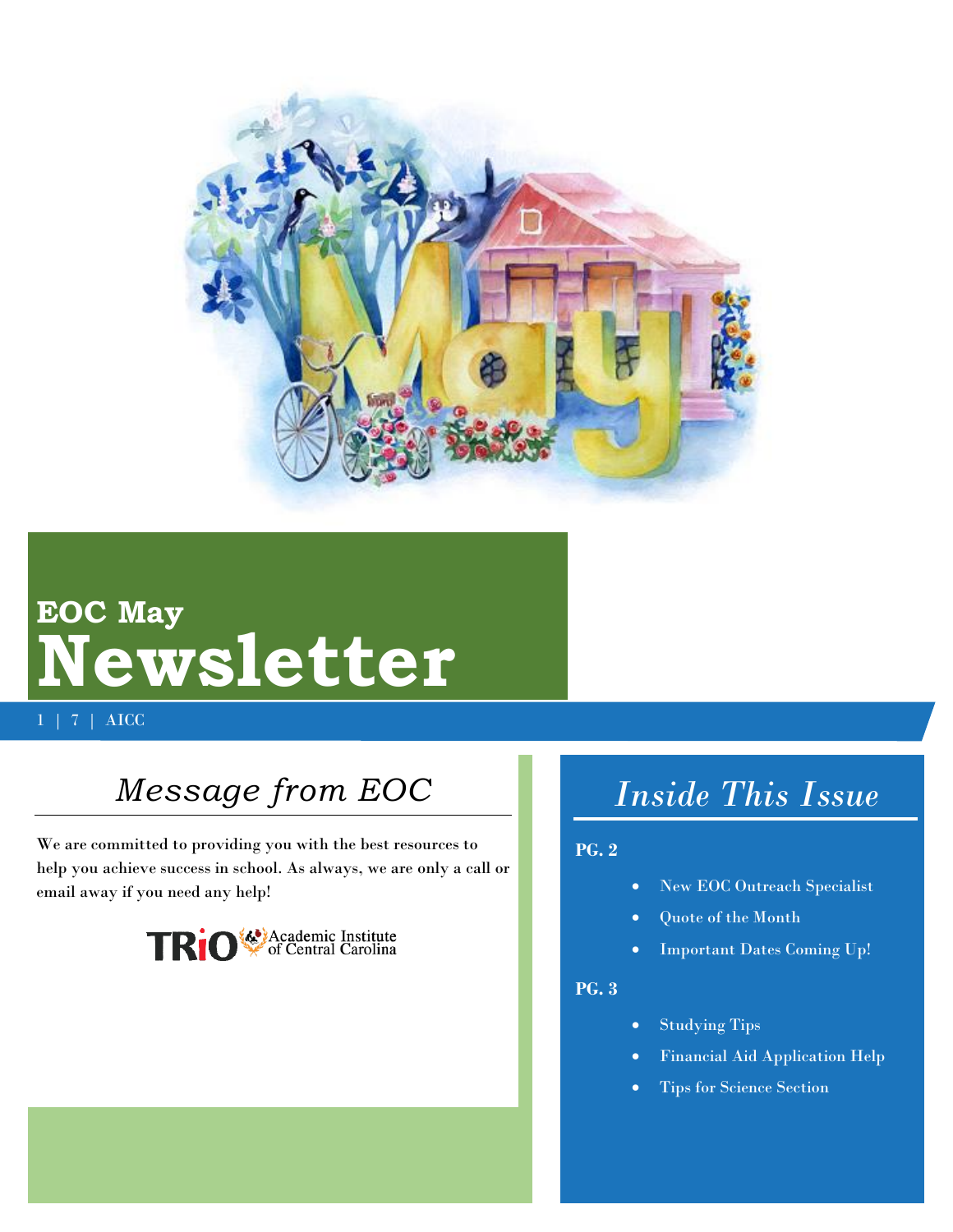# EOC May Newsletter

1 | 7 | AICC

## *Message from EOC*

We are committed to providing you with the best resources to help you achieve success in school. As always, we are only a call or email away if you need any help!

TRiO Academic Institute of Central Carolina

## *Inside This Issue*

**PG. 2**

- New EOC Outreach Specialist
- Quote of the Month
- Important Dates Coming Up!

**PG. 3**

- Studying Tips
- Financial Aid Application Help
- Tips for Science Section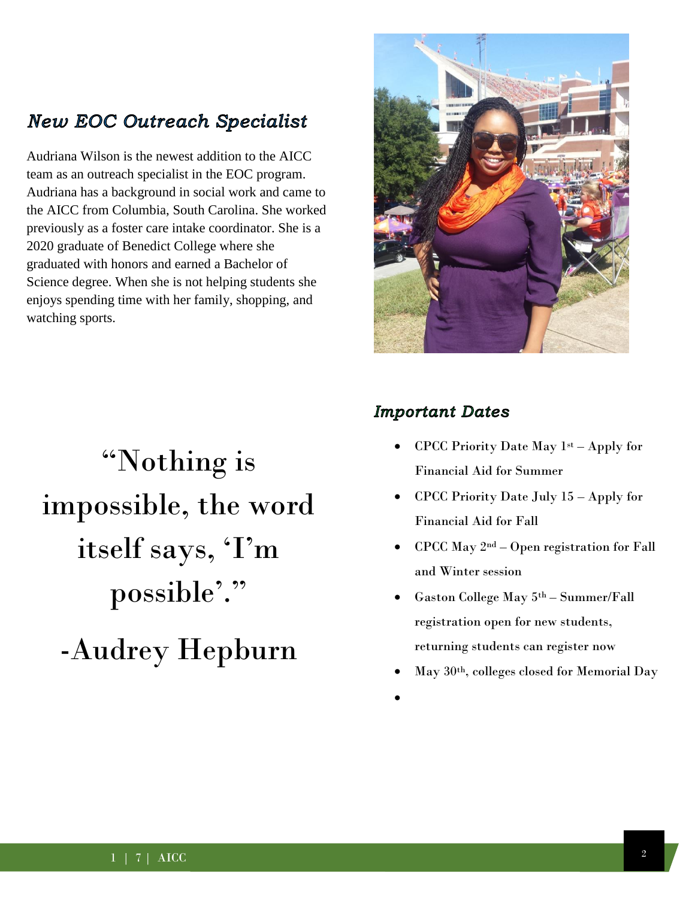## *New EOC Outreach Specialist*

Audriana Wilson is the newest addition to the AICC team as an outreach specialist in the EOC program. Audriana has a background in social work and came to the AICC from Columbia, South Carolina. She worked previously as a foster care intake coordinator. She is a 2020 graduate of Benedict College where she graduated with honors and earned a Bachelor of Science degree. When she is not helping students she enjoys spending time with her family, shopping, and watching sports.

“Nothing is impossible, the word itself says, ‘I’m possible’.”

-Audrey Hepburn

## *Important Dates*

- CPCC Priority Date May 1st – Apply for Financial Aid for Summer
- CPCC Priority Date July 15 – Apply for Financial Aid for Fall
- CPCC May 2nd – Open registration for Fall and Winter session
- Gaston College May 5th – Summer/Fall registration open for new students, returning students can register now
- May 30th, colleges closed for Memorial Day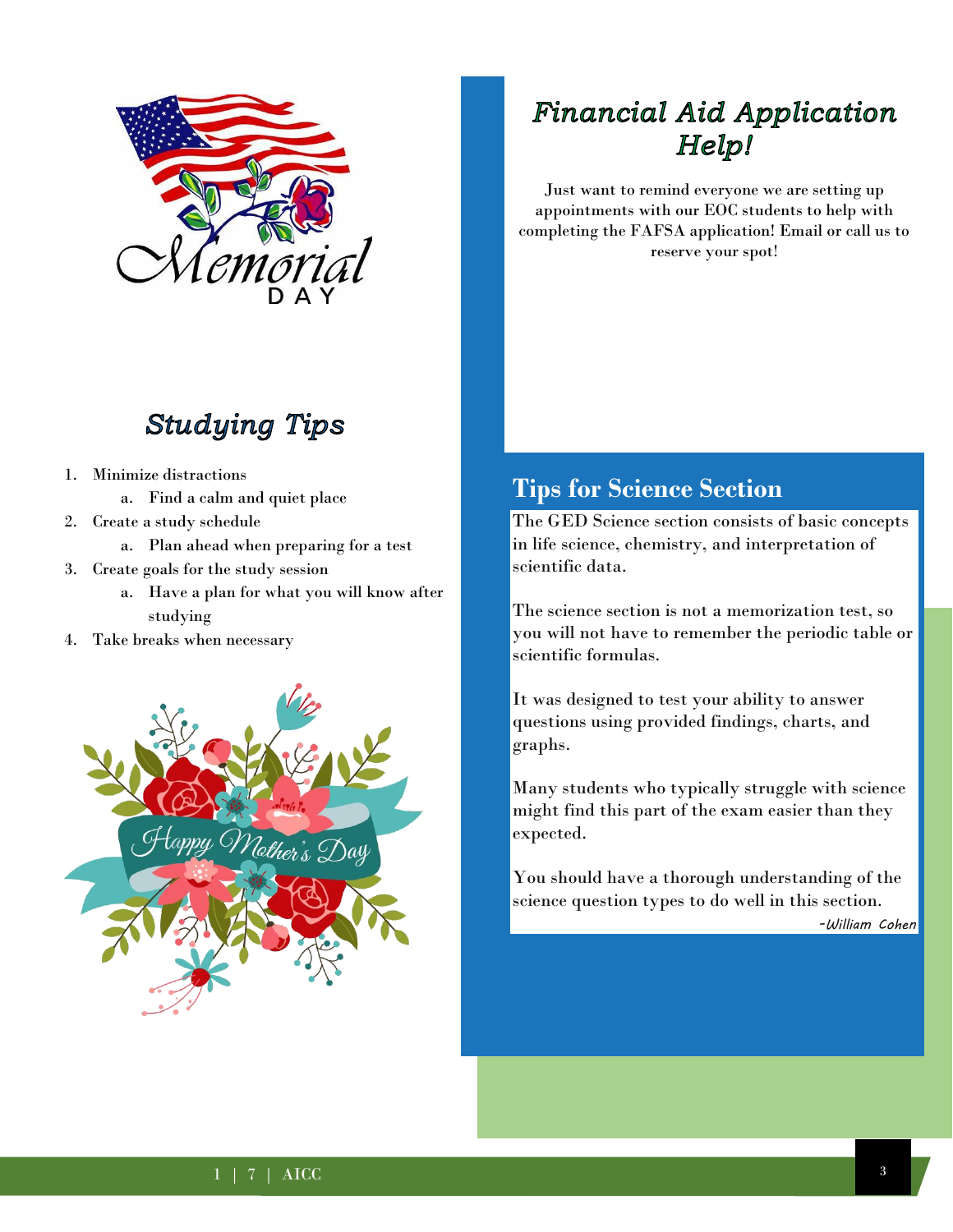## Financial Aid Application Help!

Just want to remind everyone we are setting up appointments with our EOC students to help with completing the FAFSA application! Email or call us to reserve your spot!

## Studying Tips

1. Minimize distractions
   a. Find a calm and quiet place
2. Create a study schedule
   a. Plan ahead when preparing for a test
3. Create goals for the study session
   a. Have a plan for what you will know after studying
4. Take breaks when necessary

## Tips for Science Section

The GED Science section consists of basic concepts in life science, chemistry, and interpretation of scientific data.

The science section is not a memorization test, so you will not have to remember the periodic table or scientific formulas.

It was designed to test your ability to answer questions using provided findings, charts, and graphs.

Many students who typically struggle with science might find this part of the exam easier than they expected.

You should have a thorough understanding of the science question types to do well in this section.

*-William Cohen*